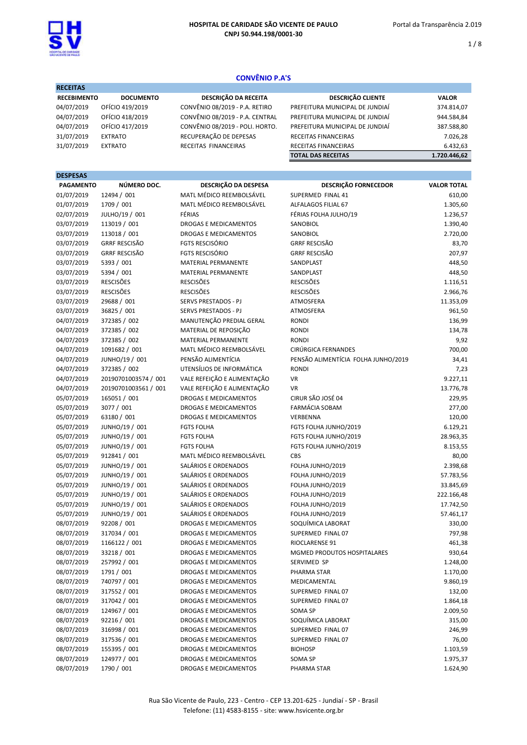# HOSPITAL DE CARIDADE SÃO VICENTE DE PAULO
**CNPJ 50.944.198/0001-30**

Portal da Transparência 2.019

## CONVÊNIO P.A'S

**RECEITAS**

| RECEBIMENTO | DOCUMENTO | DESCRIÇÃO DA RECEITA | DESCRIÇÃO CLIENTE | VALOR |
|---|---|---|---|---|
| 04/07/2019 | OFÍCIO 419/2019 | CONVÊNIO 08/2019 - P.A. RETIRO | PREFEITURA MUNICIPAL DE JUNDIAÍ | 374.814,07 |
| 04/07/2019 | OFÍCIO 418/2019 | CONVÊNIO 08/2019 - P.A. CENTRAL | PREFEITURA MUNICIPAL DE JUNDIAÍ | 944.584,84 |
| 04/07/2019 | OFÍCIO 417/2019 | CONVÊNIO 08/2019 - POLI. HORTO. | PREFEITURA MUNICIPAL DE JUNDIAÍ | 387.588,80 |
| 31/07/2019 | EXTRATO | RECUPERAÇÃO DE DEPESAS | RECEITAS FINANCEIRAS | 7.026,28 |
| 31/07/2019 | EXTRATO | RECEITAS FINANCEIRAS | RECEITAS FINANCEIRAS | 6.432,63 |
| | | | **TOTAL DAS RECEITAS** | **1.720.446,62** |

**DESPESAS**

| PAGAMENTO | NÚMERO DOC. | DESCRIÇÃO DA DESPESA | DESCRIÇÃO FORNECEDOR | VALOR TOTAL |
|---|---|---|---|---|
| 01/07/2019 | 12494 / 001 | MATL MÉDICO REEMBOLSÁVEL | SUPERMED FINAL 41 | 610,00 |
| 01/07/2019 | 1709 / 001 | MATL MÉDICO REEMBOLSÁVEL | ALFALAGOS FILIAL 67 | 1.305,60 |
| 02/07/2019 | JULHO/19 / 001 | FÉRIAS | FÉRIAS FOLHA JULHO/19 | 1.236,57 |
| 03/07/2019 | 113019 / 001 | DROGAS E MEDICAMENTOS | SANOBIOL | 1.390,40 |
| 03/07/2019 | 113018 / 001 | DROGAS E MEDICAMENTOS | SANOBIOL | 2.720,00 |
| 03/07/2019 | GRRF RESCISÃO | FGTS RESCISÓRIO | GRRF RESCISÃO | 83,70 |
| 03/07/2019 | GRRF RESCISÃO | FGTS RESCISÓRIO | GRRF RESCISÃO | 207,97 |
| 03/07/2019 | 5393 / 001 | MATERIAL PERMANENTE | SANDPLAST | 448,50 |
| 03/07/2019 | 5394 / 001 | MATERIAL PERMANENTE | SANDPLAST | 448,50 |
| 03/07/2019 | RESCISÕES | RESCISÕES | RESCISÕES | 1.116,51 |
| 03/07/2019 | RESCISÕES | RESCISÕES | RESCISÕES | 2.966,76 |
| 03/07/2019 | 29688 / 001 | SERVS PRESTADOS - PJ | ATMOSFERA | 11.353,09 |
| 03/07/2019 | 36825 / 001 | SERVS PRESTADOS - PJ | ATMOSFERA | 961,50 |
| 04/07/2019 | 372385 / 002 | MANUTENÇÃO PREDIAL GERAL | RONDI | 136,99 |
| 04/07/2019 | 372385 / 002 | MATERIAL DE REPOSIÇÃO | RONDI | 134,78 |
| 04/07/2019 | 372385 / 002 | MATERIAL PERMANENTE | RONDI | 9,92 |
| 04/07/2019 | 1091682 / 001 | MATL MÉDICO REEMBOLSÁVEL | CIRÚRGICA FERNANDES | 700,00 |
| 04/07/2019 | JUNHO/19 / 001 | PENSÃO ALIMENTÍCIA | PENSÃO ALIMENTÍCIA FOLHA JUNHO/2019 | 34,41 |
| 04/07/2019 | 372385 / 002 | UTENSÍLIOS DE INFORMÁTICA | RONDI | 7,23 |
| 04/07/2019 | 20190701003574 / 001 | VALE REFEIÇÃO E ALIMENTAÇÃO | VR | 9.227,11 |
| 04/07/2019 | 20190701003561 / 001 | VALE REFEIÇÃO E ALIMENTAÇÃO | VR | 13.776,78 |
| 05/07/2019 | 165051 / 001 | DROGAS E MEDICAMENTOS | CIRUR SÃO JOSÉ 04 | 229,95 |
| 05/07/2019 | 3077 / 001 | DROGAS E MEDICAMENTOS | FARMÁCIA SOBAM | 277,00 |
| 05/07/2019 | 63180 / 001 | DROGAS E MEDICAMENTOS | VERBENNA | 120,00 |
| 05/07/2019 | JUNHO/19 / 001 | FGTS FOLHA | FGTS FOLHA JUNHO/2019 | 6.129,21 |
| 05/07/2019 | JUNHO/19 / 001 | FGTS FOLHA | FGTS FOLHA JUNHO/2019 | 28.963,35 |
| 05/07/2019 | JUNHO/19 / 001 | FGTS FOLHA | FGTS FOLHA JUNHO/2019 | 8.153,55 |
| 05/07/2019 | 912841 / 001 | MATL MÉDICO REEMBOLSÁVEL | CBS | 80,00 |
| 05/07/2019 | JUNHO/19 / 001 | SALÁRIOS E ORDENADOS | FOLHA JUNHO/2019 | 2.398,68 |
| 05/07/2019 | JUNHO/19 / 001 | SALÁRIOS E ORDENADOS | FOLHA JUNHO/2019 | 57.783,56 |
| 05/07/2019 | JUNHO/19 / 001 | SALÁRIOS E ORDENADOS | FOLHA JUNHO/2019 | 33.845,69 |
| 05/07/2019 | JUNHO/19 / 001 | SALÁRIOS E ORDENADOS | FOLHA JUNHO/2019 | 222.166,48 |
| 05/07/2019 | JUNHO/19 / 001 | SALÁRIOS E ORDENADOS | FOLHA JUNHO/2019 | 17.742,50 |
| 05/07/2019 | JUNHO/19 / 001 | SALÁRIOS E ORDENADOS | FOLHA JUNHO/2019 | 57.461,17 |
| 08/07/2019 | 92208 / 001 | DROGAS E MEDICAMENTOS | SOQUÍMICA LABORAT | 330,00 |
| 08/07/2019 | 317034 / 001 | DROGAS E MEDICAMENTOS | SUPERMED FINAL 07 | 797,98 |
| 08/07/2019 | 1166122 / 001 | DROGAS E MEDICAMENTOS | RIOCLARENSE 91 | 461,38 |
| 08/07/2019 | 33218 / 001 | DROGAS E MEDICAMENTOS | MGMED PRODUTOS HOSPITALARES | 930,64 |
| 08/07/2019 | 257992 / 001 | DROGAS E MEDICAMENTOS | SERVIMED SP | 1.248,00 |
| 08/07/2019 | 1791 / 001 | DROGAS E MEDICAMENTOS | PHARMA STAR | 1.170,00 |
| 08/07/2019 | 740797 / 001 | DROGAS E MEDICAMENTOS | MEDICAMENTAL | 9.860,19 |
| 08/07/2019 | 317552 / 001 | DROGAS E MEDICAMENTOS | SUPERMED FINAL 07 | 132,00 |
| 08/07/2019 | 317042 / 001 | DROGAS E MEDICAMENTOS | SUPERMED FINAL 07 | 1.864,18 |
| 08/07/2019 | 124967 / 001 | DROGAS E MEDICAMENTOS | SOMA SP | 2.009,50 |
| 08/07/2019 | 92216 / 001 | DROGAS E MEDICAMENTOS | SOQUÍMICA LABORAT | 315,00 |
| 08/07/2019 | 316998 / 001 | DROGAS E MEDICAMENTOS | SUPERMED FINAL 07 | 246,99 |
| 08/07/2019 | 317536 / 001 | DROGAS E MEDICAMENTOS | SUPERMED FINAL 07 | 76,00 |
| 08/07/2019 | 155395 / 001 | DROGAS E MEDICAMENTOS | BIOHOSP | 1.103,59 |
| 08/07/2019 | 124977 / 001 | DROGAS E MEDICAMENTOS | SOMA SP | 1.975,37 |
| 08/07/2019 | 1790 / 001 | DROGAS E MEDICAMENTOS | PHARMA STAR | 1.624,90 |

Rua São Vicente de Paulo, 223 - Centro - CEP 13.201-625 - Jundiaí - SP - Brasil
Telefone: (11) 4583-8155 - site: www.hsvicente.org.br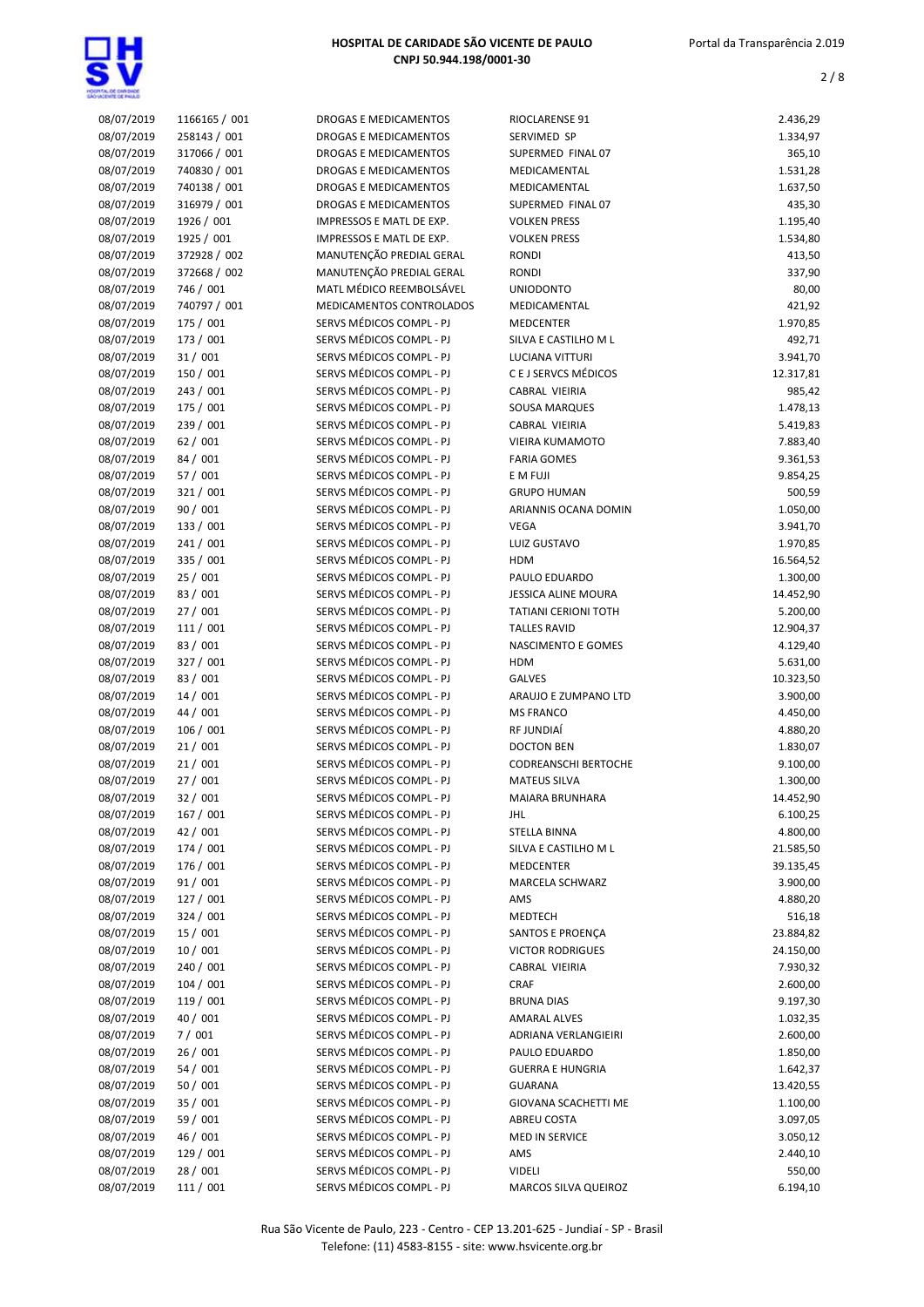| 08/07/2019 | 1166165 / 001 | DROGAS E MEDICAMENTOS | RIOCLARENSE 91 | 2.436,29 |
|---|---|---|---|---|
| 08/07/2019 | 258143 / 001 | DROGAS E MEDICAMENTOS | SERVIMED SP | 1.334,97 |
| 08/07/2019 | 317066 / 001 | DROGAS E MEDICAMENTOS | SUPERMED FINAL 07 | 365,10 |
| 08/07/2019 | 740830 / 001 | DROGAS E MEDICAMENTOS | MEDICAMENTAL | 1.531,28 |
| 08/07/2019 | 740138 / 001 | DROGAS E MEDICAMENTOS | MEDICAMENTAL | 1.637,50 |
| 08/07/2019 | 316979 / 001 | DROGAS E MEDICAMENTOS | SUPERMED FINAL 07 | 435,30 |
| 08/07/2019 | 1926 / 001 | IMPRESSOS E MATL DE EXP. | VOLKEN PRESS | 1.195,40 |
| 08/07/2019 | 1925 / 001 | IMPRESSOS E MATL DE EXP. | VOLKEN PRESS | 1.534,80 |
| 08/07/2019 | 372928 / 002 | MANUTENÇÃO PREDIAL GERAL | RONDI | 413,50 |
| 08/07/2019 | 372668 / 002 | MANUTENÇÃO PREDIAL GERAL | RONDI | 337,90 |
| 08/07/2019 | 746 / 001 | MATL MÉDICO REEMBOLSÁVEL | UNIODONTO | 80,00 |
| 08/07/2019 | 740797 / 001 | MEDICAMENTOS CONTROLADOS | MEDICAMENTAL | 421,92 |
| 08/07/2019 | 175 / 001 | SERVS MÉDICOS COMPL - PJ | MEDCENTER | 1.970,85 |
| 08/07/2019 | 173 / 001 | SERVS MÉDICOS COMPL - PJ | SILVA E CASTILHO M L | 492,71 |
| 08/07/2019 | 31 / 001 | SERVS MÉDICOS COMPL - PJ | LUCIANA VITTURI | 3.941,70 |
| 08/07/2019 | 150 / 001 | SERVS MÉDICOS COMPL - PJ | C E J SERVCS MÉDICOS | 12.317,81 |
| 08/07/2019 | 243 / 001 | SERVS MÉDICOS COMPL - PJ | CABRAL VIEIRIA | 985,42 |
| 08/07/2019 | 175 / 001 | SERVS MÉDICOS COMPL - PJ | SOUSA MARQUES | 1.478,13 |
| 08/07/2019 | 239 / 001 | SERVS MÉDICOS COMPL - PJ | CABRAL VIEIRIA | 5.419,83 |
| 08/07/2019 | 62 / 001 | SERVS MÉDICOS COMPL - PJ | VIEIRA KUMAMOTO | 7.883,40 |
| 08/07/2019 | 84 / 001 | SERVS MÉDICOS COMPL - PJ | FARIA GOMES | 9.361,53 |
| 08/07/2019 | 57 / 001 | SERVS MÉDICOS COMPL - PJ | E M FUJI | 9.854,25 |
| 08/07/2019 | 321 / 001 | SERVS MÉDICOS COMPL - PJ | GRUPO HUMAN | 500,59 |
| 08/07/2019 | 90 / 001 | SERVS MÉDICOS COMPL - PJ | ARIANNIS OCANA DOMIN | 1.050,00 |
| 08/07/2019 | 133 / 001 | SERVS MÉDICOS COMPL - PJ | VEGA | 3.941,70 |
| 08/07/2019 | 241 / 001 | SERVS MÉDICOS COMPL - PJ | LUIZ GUSTAVO | 1.970,85 |
| 08/07/2019 | 335 / 001 | SERVS MÉDICOS COMPL - PJ | HDM | 16.564,52 |
| 08/07/2019 | 25 / 001 | SERVS MÉDICOS COMPL - PJ | PAULO EDUARDO | 1.300,00 |
| 08/07/2019 | 83 / 001 | SERVS MÉDICOS COMPL - PJ | JESSICA ALINE MOURA | 14.452,90 |
| 08/07/2019 | 27 / 001 | SERVS MÉDICOS COMPL - PJ | TATIANI CERIONI TOTH | 5.200,00 |
| 08/07/2019 | 111 / 001 | SERVS MÉDICOS COMPL - PJ | TALLES RAVID | 12.904,37 |
| 08/07/2019 | 83 / 001 | SERVS MÉDICOS COMPL - PJ | NASCIMENTO E GOMES | 4.129,40 |
| 08/07/2019 | 327 / 001 | SERVS MÉDICOS COMPL - PJ | HDM | 5.631,00 |
| 08/07/2019 | 83 / 001 | SERVS MÉDICOS COMPL - PJ | GALVES | 10.323,50 |
| 08/07/2019 | 14 / 001 | SERVS MÉDICOS COMPL - PJ | ARAUJO E ZUMPANO LTD | 3.900,00 |
| 08/07/2019 | 44 / 001 | SERVS MÉDICOS COMPL - PJ | MS FRANCO | 4.450,00 |
| 08/07/2019 | 106 / 001 | SERVS MÉDICOS COMPL - PJ | RF JUNDIAÍ | 4.880,20 |
| 08/07/2019 | 21 / 001 | SERVS MÉDICOS COMPL - PJ | DOCTON BEN | 1.830,07 |
| 08/07/2019 | 21 / 001 | SERVS MÉDICOS COMPL - PJ | CODREANSCHI BERTOCHE | 9.100,00 |
| 08/07/2019 | 27 / 001 | SERVS MÉDICOS COMPL - PJ | MATEUS SILVA | 1.300,00 |
| 08/07/2019 | 32 / 001 | SERVS MÉDICOS COMPL - PJ | MAIARA BRUNHARA | 14.452,90 |
| 08/07/2019 | 167 / 001 | SERVS MÉDICOS COMPL - PJ | JHL | 6.100,25 |
| 08/07/2019 | 42 / 001 | SERVS MÉDICOS COMPL - PJ | STELLA BINNA | 4.800,00 |
| 08/07/2019 | 174 / 001 | SERVS MÉDICOS COMPL - PJ | SILVA E CASTILHO M L | 21.585,50 |
| 08/07/2019 | 176 / 001 | SERVS MÉDICOS COMPL - PJ | MEDCENTER | 39.135,45 |
| 08/07/2019 | 91 / 001 | SERVS MÉDICOS COMPL - PJ | MARCELA SCHWARZ | 3.900,00 |
| 08/07/2019 | 127 / 001 | SERVS MÉDICOS COMPL - PJ | AMS | 4.880,20 |
| 08/07/2019 | 324 / 001 | SERVS MÉDICOS COMPL - PJ | MEDTECH | 516,18 |
| 08/07/2019 | 15 / 001 | SERVS MÉDICOS COMPL - PJ | SANTOS E PROENÇA | 23.884,82 |
| 08/07/2019 | 10 / 001 | SERVS MÉDICOS COMPL - PJ | VICTOR RODRIGUES | 24.150,00 |
| 08/07/2019 | 240 / 001 | SERVS MÉDICOS COMPL - PJ | CABRAL VIEIRIA | 7.930,32 |
| 08/07/2019 | 104 / 001 | SERVS MÉDICOS COMPL - PJ | CRAF | 2.600,00 |
| 08/07/2019 | 119 / 001 | SERVS MÉDICOS COMPL - PJ | BRUNA DIAS | 9.197,30 |
| 08/07/2019 | 40 / 001 | SERVS MÉDICOS COMPL - PJ | AMARAL ALVES | 1.032,35 |
| 08/07/2019 | 7 / 001 | SERVS MÉDICOS COMPL - PJ | ADRIANA VERLANGIEIRI | 2.600,00 |
| 08/07/2019 | 26 / 001 | SERVS MÉDICOS COMPL - PJ | PAULO EDUARDO | 1.850,00 |
| 08/07/2019 | 54 / 001 | SERVS MÉDICOS COMPL - PJ | GUERRA E HUNGRIA | 1.642,37 |
| 08/07/2019 | 50 / 001 | SERVS MÉDICOS COMPL - PJ | GUARANA | 13.420,55 |
| 08/07/2019 | 35 / 001 | SERVS MÉDICOS COMPL - PJ | GIOVANA SCACHETTI ME | 1.100,00 |
| 08/07/2019 | 59 / 001 | SERVS MÉDICOS COMPL - PJ | ABREU COSTA | 3.097,05 |
| 08/07/2019 | 46 / 001 | SERVS MÉDICOS COMPL - PJ | MED IN SERVICE | 3.050,12 |
| 08/07/2019 | 129 / 001 | SERVS MÉDICOS COMPL - PJ | AMS | 2.440,10 |
| 08/07/2019 | 28 / 001 | SERVS MÉDICOS COMPL - PJ | VIDELI | 550,00 |
| 08/07/2019 | 111 / 001 | SERVS MÉDICOS COMPL - PJ | MARCOS SILVA QUEIROZ | 6.194,10 |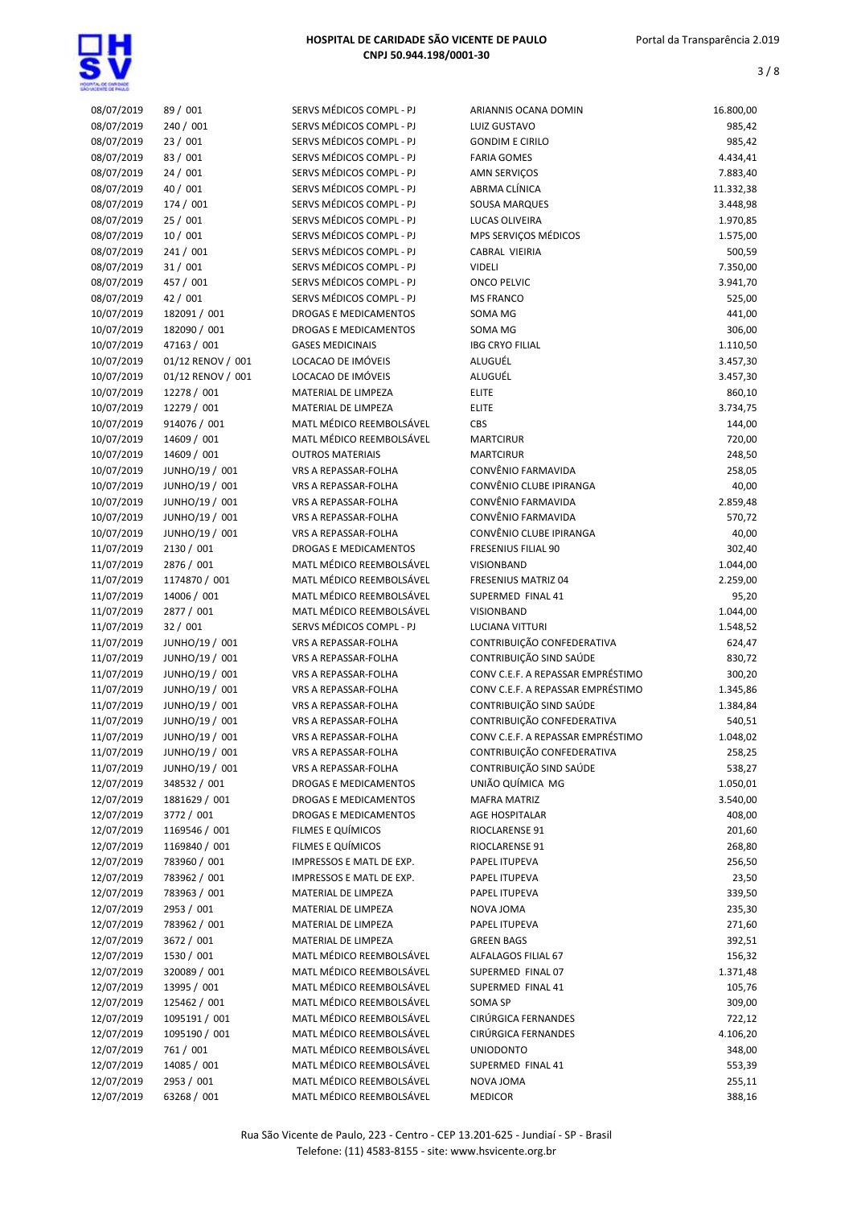| | | | | |
|---|---|---|---|---|
| 08/07/2019 | 89 / 001 | SERVS MÉDICOS COMPL - PJ | ARIANNIS OCANA DOMIN | 16.800,00 |
| 08/07/2019 | 240 / 001 | SERVS MÉDICOS COMPL - PJ | LUIZ GUSTAVO | 985,42 |
| 08/07/2019 | 23 / 001 | SERVS MÉDICOS COMPL - PJ | GONDIM E CIRILO | 985,42 |
| 08/07/2019 | 83 / 001 | SERVS MÉDICOS COMPL - PJ | FARIA GOMES | 4.434,41 |
| 08/07/2019 | 24 / 001 | SERVS MÉDICOS COMPL - PJ | AMN SERVIÇOS | 7.883,40 |
| 08/07/2019 | 40 / 001 | SERVS MÉDICOS COMPL - PJ | ABRMA CLÍNICA | 11.332,38 |
| 08/07/2019 | 174 / 001 | SERVS MÉDICOS COMPL - PJ | SOUSA MARQUES | 3.448,98 |
| 08/07/2019 | 25 / 001 | SERVS MÉDICOS COMPL - PJ | LUCAS OLIVEIRA | 1.970,85 |
| 08/07/2019 | 10 / 001 | SERVS MÉDICOS COMPL - PJ | MPS SERVIÇOS MÉDICOS | 1.575,00 |
| 08/07/2019 | 241 / 001 | SERVS MÉDICOS COMPL - PJ | CABRAL VIEIRIA | 500,59 |
| 08/07/2019 | 31 / 001 | SERVS MÉDICOS COMPL - PJ | VIDELI | 7.350,00 |
| 08/07/2019 | 457 / 001 | SERVS MÉDICOS COMPL - PJ | ONCO PELVIC | 3.941,70 |
| 08/07/2019 | 42 / 001 | SERVS MÉDICOS COMPL - PJ | MS FRANCO | 525,00 |
| 10/07/2019 | 182091 / 001 | DROGAS E MEDICAMENTOS | SOMA MG | 441,00 |
| 10/07/2019 | 182090 / 001 | DROGAS E MEDICAMENTOS | SOMA MG | 306,00 |
| 10/07/2019 | 47163 / 001 | GASES MEDICINAIS | IBG CRYO FILIAL | 1.110,50 |
| 10/07/2019 | 01/12 RENOV / 001 | LOCACAO DE IMÓVEIS | ALUGUÉL | 3.457,30 |
| 10/07/2019 | 01/12 RENOV / 001 | LOCACAO DE IMÓVEIS | ALUGUÉL | 3.457,30 |
| 10/07/2019 | 12278 / 001 | MATERIAL DE LIMPEZA | ELITE | 860,10 |
| 10/07/2019 | 12279 / 001 | MATERIAL DE LIMPEZA | ELITE | 3.734,75 |
| 10/07/2019 | 914076 / 001 | MATL MÉDICO REEMBOLSÁVEL | CBS | 144,00 |
| 10/07/2019 | 14609 / 001 | MATL MÉDICO REEMBOLSÁVEL | MARTCIRUR | 720,00 |
| 10/07/2019 | 14609 / 001 | OUTROS MATERIAIS | MARTCIRUR | 248,50 |
| 10/07/2019 | JUNHO/19 / 001 | VRS A REPASSAR-FOLHA | CONVÊNIO FARMAVIDA | 258,05 |
| 10/07/2019 | JUNHO/19 / 001 | VRS A REPASSAR-FOLHA | CONVÊNIO CLUBE IPIRANGA | 40,00 |
| 10/07/2019 | JUNHO/19 / 001 | VRS A REPASSAR-FOLHA | CONVÊNIO FARMAVIDA | 2.859,48 |
| 10/07/2019 | JUNHO/19 / 001 | VRS A REPASSAR-FOLHA | CONVÊNIO FARMAVIDA | 570,72 |
| 10/07/2019 | JUNHO/19 / 001 | VRS A REPASSAR-FOLHA | CONVÊNIO CLUBE IPIRANGA | 40,00 |
| 11/07/2019 | 2130 / 001 | DROGAS E MEDICAMENTOS | FRESENIUS FILIAL 90 | 302,40 |
| 11/07/2019 | 2876 / 001 | MATL MÉDICO REEMBOLSÁVEL | VISIONBAND | 1.044,00 |
| 11/07/2019 | 1174870 / 001 | MATL MÉDICO REEMBOLSÁVEL | FRESENIUS MATRIZ 04 | 2.259,00 |
| 11/07/2019 | 14006 / 001 | MATL MÉDICO REEMBOLSÁVEL | SUPERMED FINAL 41 | 95,20 |
| 11/07/2019 | 2877 / 001 | MATL MÉDICO REEMBOLSÁVEL | VISIONBAND | 1.044,00 |
| 11/07/2019 | 32 / 001 | SERVS MÉDICOS COMPL - PJ | LUCIANA VITTURI | 1.548,52 |
| 11/07/2019 | JUNHO/19 / 001 | VRS A REPASSAR-FOLHA | CONTRIBUIÇÃO CONFEDERATIVA | 624,47 |
| 11/07/2019 | JUNHO/19 / 001 | VRS A REPASSAR-FOLHA | CONTRIBUIÇÃO SIND SAÚDE | 830,72 |
| 11/07/2019 | JUNHO/19 / 001 | VRS A REPASSAR-FOLHA | CONV C.E.F. A REPASSAR EMPRÉSTIMO | 300,20 |
| 11/07/2019 | JUNHO/19 / 001 | VRS A REPASSAR-FOLHA | CONV C.E.F. A REPASSAR EMPRÉSTIMO | 1.345,86 |
| 11/07/2019 | JUNHO/19 / 001 | VRS A REPASSAR-FOLHA | CONTRIBUIÇÃO SIND SAÚDE | 1.384,84 |
| 11/07/2019 | JUNHO/19 / 001 | VRS A REPASSAR-FOLHA | CONTRIBUIÇÃO CONFEDERATIVA | 540,51 |
| 11/07/2019 | JUNHO/19 / 001 | VRS A REPASSAR-FOLHA | CONV C.E.F. A REPASSAR EMPRÉSTIMO | 1.048,02 |
| 11/07/2019 | JUNHO/19 / 001 | VRS A REPASSAR-FOLHA | CONTRIBUIÇÃO CONFEDERATIVA | 258,25 |
| 11/07/2019 | JUNHO/19 / 001 | VRS A REPASSAR-FOLHA | CONTRIBUIÇÃO SIND SAÚDE | 538,27 |
| 12/07/2019 | 348532 / 001 | DROGAS E MEDICAMENTOS | UNIÃO QUÍMICA MG | 1.050,01 |
| 12/07/2019 | 1881629 / 001 | DROGAS E MEDICAMENTOS | MAFRA MATRIZ | 3.540,00 |
| 12/07/2019 | 3772 / 001 | DROGAS E MEDICAMENTOS | AGE HOSPITALAR | 408,00 |
| 12/07/2019 | 1169546 / 001 | FILMES E QUÍMICOS | RIOCLARENSE 91 | 201,60 |
| 12/07/2019 | 1169840 / 001 | FILMES E QUÍMICOS | RIOCLARENSE 91 | 268,80 |
| 12/07/2019 | 783960 / 001 | IMPRESSOS E MATL DE EXP. | PAPEL ITUPEVA | 256,50 |
| 12/07/2019 | 783962 / 001 | IMPRESSOS E MATL DE EXP. | PAPEL ITUPEVA | 23,50 |
| 12/07/2019 | 783963 / 001 | MATERIAL DE LIMPEZA | PAPEL ITUPEVA | 339,50 |
| 12/07/2019 | 2953 / 001 | MATERIAL DE LIMPEZA | NOVA JOMA | 235,30 |
| 12/07/2019 | 783962 / 001 | MATERIAL DE LIMPEZA | PAPEL ITUPEVA | 271,60 |
| 12/07/2019 | 3672 / 001 | MATERIAL DE LIMPEZA | GREEN BAGS | 392,51 |
| 12/07/2019 | 1530 / 001 | MATL MÉDICO REEMBOLSÁVEL | ALFALAGOS FILIAL 67 | 156,32 |
| 12/07/2019 | 320089 / 001 | MATL MÉDICO REEMBOLSÁVEL | SUPERMED FINAL 07 | 1.371,48 |
| 12/07/2019 | 13995 / 001 | MATL MÉDICO REEMBOLSÁVEL | SUPERMED FINAL 41 | 105,76 |
| 12/07/2019 | 125462 / 001 | MATL MÉDICO REEMBOLSÁVEL | SOMA SP | 309,00 |
| 12/07/2019 | 1095191 / 001 | MATL MÉDICO REEMBOLSÁVEL | CIRÚRGICA FERNANDES | 722,12 |
| 12/07/2019 | 1095190 / 001 | MATL MÉDICO REEMBOLSÁVEL | CIRÚRGICA FERNANDES | 4.106,20 |
| 12/07/2019 | 761 / 001 | MATL MÉDICO REEMBOLSÁVEL | UNIODONTO | 348,00 |
| 12/07/2019 | 14085 / 001 | MATL MÉDICO REEMBOLSÁVEL | SUPERMED FINAL 41 | 553,39 |
| 12/07/2019 | 2953 / 001 | MATL MÉDICO REEMBOLSÁVEL | NOVA JOMA | 255,11 |
| 12/07/2019 | 63268 / 001 | MATL MÉDICO REEMBOLSÁVEL | MEDICOR | 388,16 |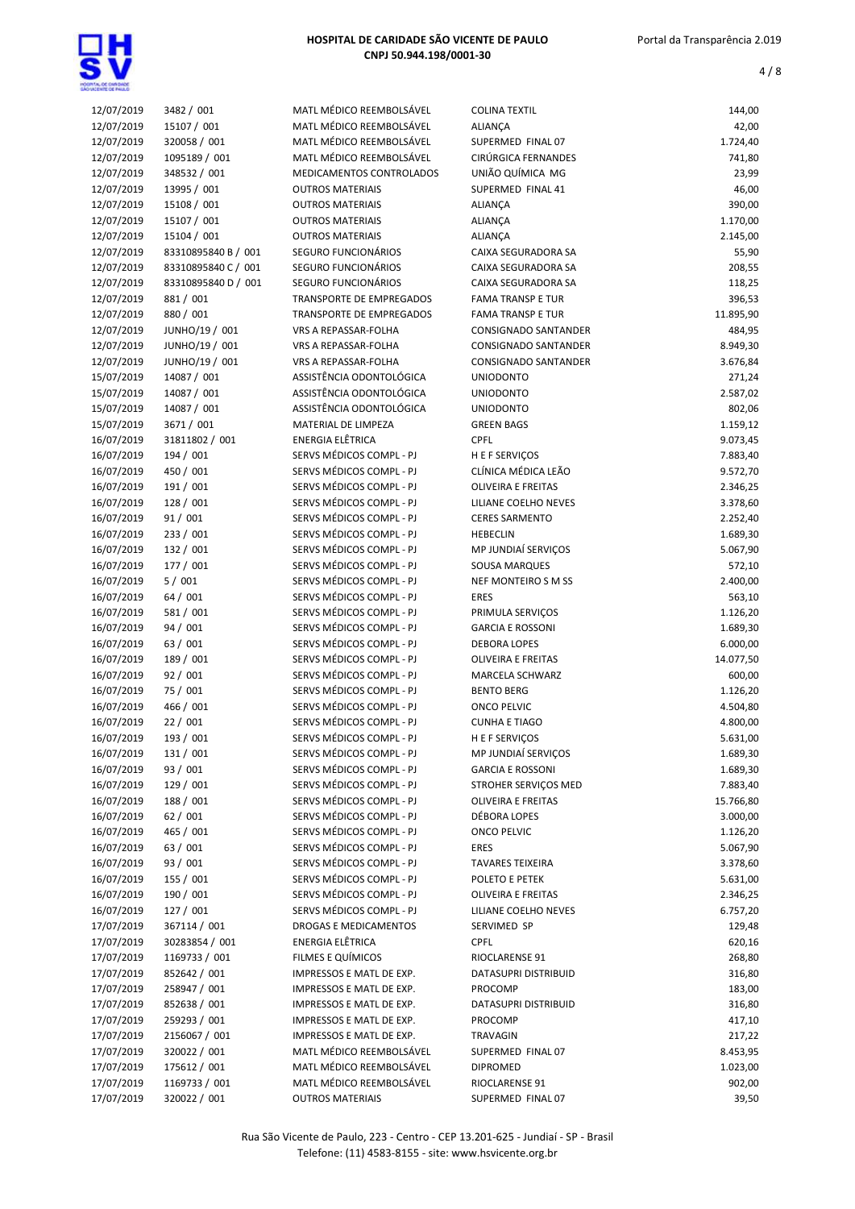| | | | | |
|---|---|---|---|---|
| 12/07/2019 | 3482 / 001 | MATL MÉDICO REEMBOLSÁVEL | COLINA TEXTIL | 144,00 |
| 12/07/2019 | 15107 / 001 | MATL MÉDICO REEMBOLSÁVEL | ALIANÇA | 42,00 |
| 12/07/2019 | 320058 / 001 | MATL MÉDICO REEMBOLSÁVEL | SUPERMED FINAL 07 | 1.724,40 |
| 12/07/2019 | 1095189 / 001 | MATL MÉDICO REEMBOLSÁVEL | CIRÚRGICA FERNANDES | 741,80 |
| 12/07/2019 | 348532 / 001 | MEDICAMENTOS CONTROLADOS | UNIÃO QUÍMICA MG | 23,99 |
| 12/07/2019 | 13995 / 001 | OUTROS MATERIAIS | SUPERMED FINAL 41 | 46,00 |
| 12/07/2019 | 15108 / 001 | OUTROS MATERIAIS | ALIANÇA | 390,00 |
| 12/07/2019 | 15107 / 001 | OUTROS MATERIAIS | ALIANÇA | 1.170,00 |
| 12/07/2019 | 15104 / 001 | OUTROS MATERIAIS | ALIANÇA | 2.145,00 |
| 12/07/2019 | 83310895840 B / 001 | SEGURO FUNCIONÁRIOS | CAIXA SEGURADORA SA | 55,90 |
| 12/07/2019 | 83310895840 C / 001 | SEGURO FUNCIONÁRIOS | CAIXA SEGURADORA SA | 208,55 |
| 12/07/2019 | 83310895840 D / 001 | SEGURO FUNCIONÁRIOS | CAIXA SEGURADORA SA | 118,25 |
| 12/07/2019 | 881 / 001 | TRANSPORTE DE EMPREGADOS | FAMA TRANSP E TUR | 396,53 |
| 12/07/2019 | 880 / 001 | TRANSPORTE DE EMPREGADOS | FAMA TRANSP E TUR | 11.895,90 |
| 12/07/2019 | JUNHO/19 / 001 | VRS A REPASSAR-FOLHA | CONSIGNADO SANTANDER | 484,95 |
| 12/07/2019 | JUNHO/19 / 001 | VRS A REPASSAR-FOLHA | CONSIGNADO SANTANDER | 8.949,30 |
| 12/07/2019 | JUNHO/19 / 001 | VRS A REPASSAR-FOLHA | CONSIGNADO SANTANDER | 3.676,84 |
| 15/07/2019 | 14087 / 001 | ASSISTÊNCIA ODONTOLÓGICA | UNIODONTO | 271,24 |
| 15/07/2019 | 14087 / 001 | ASSISTÊNCIA ODONTOLÓGICA | UNIODONTO | 2.587,02 |
| 15/07/2019 | 14087 / 001 | ASSISTÊNCIA ODONTOLÓGICA | UNIODONTO | 802,06 |
| 15/07/2019 | 3671 / 001 | MATERIAL DE LIMPEZA | GREEN BAGS | 1.159,12 |
| 16/07/2019 | 31811802 / 001 | ENERGIA ELÉTRICA | CPFL | 9.073,45 |
| 16/07/2019 | 194 / 001 | SERVS MÉDICOS COMPL - PJ | H E F SERVIÇOS | 7.883,40 |
| 16/07/2019 | 450 / 001 | SERVS MÉDICOS COMPL - PJ | CLÍNICA MÉDICA LEÃO | 9.572,70 |
| 16/07/2019 | 191 / 001 | SERVS MÉDICOS COMPL - PJ | OLIVEIRA E FREITAS | 2.346,25 |
| 16/07/2019 | 128 / 001 | SERVS MÉDICOS COMPL - PJ | LILIANE COELHO NEVES | 3.378,60 |
| 16/07/2019 | 91 / 001 | SERVS MÉDICOS COMPL - PJ | CERES SARMENTO | 2.252,40 |
| 16/07/2019 | 233 / 001 | SERVS MÉDICOS COMPL - PJ | HEBECLIN | 1.689,30 |
| 16/07/2019 | 132 / 001 | SERVS MÉDICOS COMPL - PJ | MP JUNDIAÍ SERVIÇOS | 5.067,90 |
| 16/07/2019 | 177 / 001 | SERVS MÉDICOS COMPL - PJ | SOUSA MARQUES | 572,10 |
| 16/07/2019 | 5 / 001 | SERVS MÉDICOS COMPL - PJ | NEF MONTEIRO S M SS | 2.400,00 |
| 16/07/2019 | 64 / 001 | SERVS MÉDICOS COMPL - PJ | ERES | 563,10 |
| 16/07/2019 | 581 / 001 | SERVS MÉDICOS COMPL - PJ | PRIMULA SERVIÇOS | 1.126,20 |
| 16/07/2019 | 94 / 001 | SERVS MÉDICOS COMPL - PJ | GARCIA E ROSSONI | 1.689,30 |
| 16/07/2019 | 63 / 001 | SERVS MÉDICOS COMPL - PJ | DEBORA LOPES | 6.000,00 |
| 16/07/2019 | 189 / 001 | SERVS MÉDICOS COMPL - PJ | OLIVEIRA E FREITAS | 14.077,50 |
| 16/07/2019 | 92 / 001 | SERVS MÉDICOS COMPL - PJ | MARCELA SCHWARZ | 600,00 |
| 16/07/2019 | 75 / 001 | SERVS MÉDICOS COMPL - PJ | BENTO BERG | 1.126,20 |
| 16/07/2019 | 466 / 001 | SERVS MÉDICOS COMPL - PJ | ONCO PELVIC | 4.504,80 |
| 16/07/2019 | 22 / 001 | SERVS MÉDICOS COMPL - PJ | CUNHA E TIAGO | 4.800,00 |
| 16/07/2019 | 193 / 001 | SERVS MÉDICOS COMPL - PJ | H E F SERVIÇOS | 5.631,00 |
| 16/07/2019 | 131 / 001 | SERVS MÉDICOS COMPL - PJ | MP JUNDIAÍ SERVIÇOS | 1.689,30 |
| 16/07/2019 | 93 / 001 | SERVS MÉDICOS COMPL - PJ | GARCIA E ROSSONI | 1.689,30 |
| 16/07/2019 | 129 / 001 | SERVS MÉDICOS COMPL - PJ | STROHER SERVIÇOS MED | 7.883,40 |
| 16/07/2019 | 188 / 001 | SERVS MÉDICOS COMPL - PJ | OLIVEIRA E FREITAS | 15.766,80 |
| 16/07/2019 | 62 / 001 | SERVS MÉDICOS COMPL - PJ | DÉBORA LOPES | 3.000,00 |
| 16/07/2019 | 465 / 001 | SERVS MÉDICOS COMPL - PJ | ONCO PELVIC | 1.126,20 |
| 16/07/2019 | 63 / 001 | SERVS MÉDICOS COMPL - PJ | ERES | 5.067,90 |
| 16/07/2019 | 93 / 001 | SERVS MÉDICOS COMPL - PJ | TAVARES TEIXEIRA | 3.378,60 |
| 16/07/2019 | 155 / 001 | SERVS MÉDICOS COMPL - PJ | POLETO E PETEK | 5.631,00 |
| 16/07/2019 | 190 / 001 | SERVS MÉDICOS COMPL - PJ | OLIVEIRA E FREITAS | 2.346,25 |
| 16/07/2019 | 127 / 001 | SERVS MÉDICOS COMPL - PJ | LILIANE COELHO NEVES | 6.757,20 |
| 17/07/2019 | 367114 / 001 | DROGAS E MEDICAMENTOS | SERVIMED SP | 129,48 |
| 17/07/2019 | 30283854 / 001 | ENERGIA ELÉTRICA | CPFL | 620,16 |
| 17/07/2019 | 1169733 / 001 | FILMES E QUÍMICOS | RIOCLARENSE 91 | 268,80 |
| 17/07/2019 | 852642 / 001 | IMPRESSOS E MATL DE EXP. | DATASUPRI DISTRIBUID | 316,80 |
| 17/07/2019 | 258947 / 001 | IMPRESSOS E MATL DE EXP. | PROCOMP | 183,00 |
| 17/07/2019 | 852638 / 001 | IMPRESSOS E MATL DE EXP. | DATASUPRI DISTRIBUID | 316,80 |
| 17/07/2019 | 259293 / 001 | IMPRESSOS E MATL DE EXP. | PROCOMP | 417,10 |
| 17/07/2019 | 2156067 / 001 | IMPRESSOS E MATL DE EXP. | TRAVAGIN | 217,22 |
| 17/07/2019 | 320022 / 001 | MATL MÉDICO REEMBOLSÁVEL | SUPERMED FINAL 07 | 8.453,95 |
| 17/07/2019 | 175612 / 001 | MATL MÉDICO REEMBOLSÁVEL | DIPROMED | 1.023,00 |
| 17/07/2019 | 1169733 / 001 | MATL MÉDICO REEMBOLSÁVEL | RIOCLARENSE 91 | 902,00 |
| 17/07/2019 | 320022 / 001 | OUTROS MATERIAIS | SUPERMED FINAL 07 | 39,50 |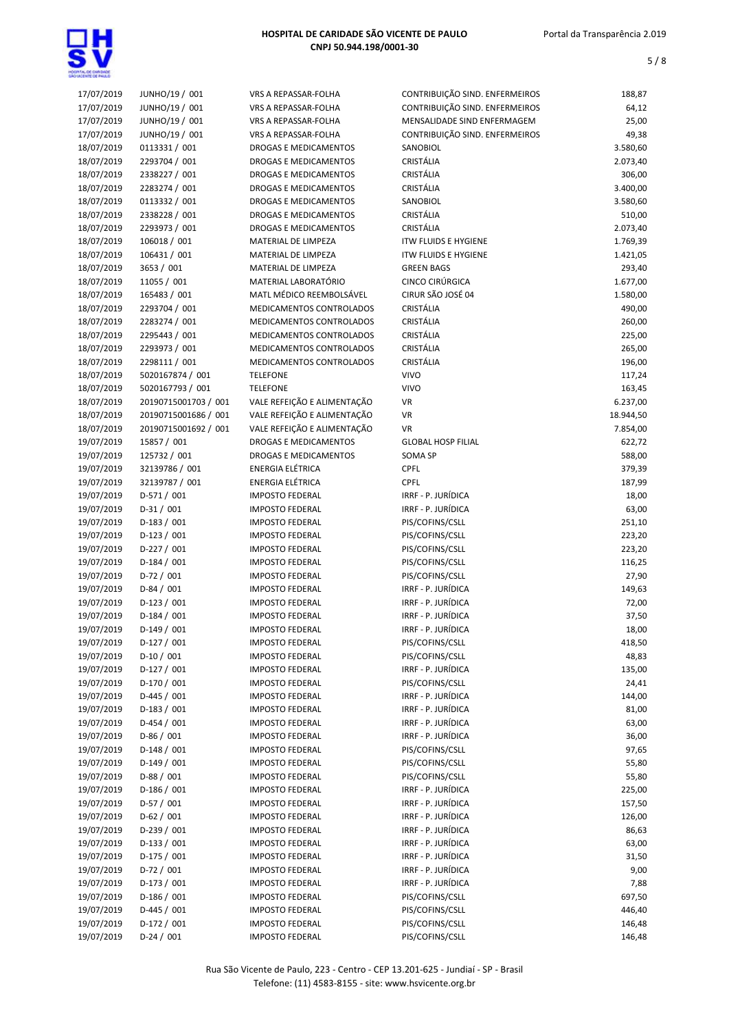| | | | | |
|---|---|---|---|---|
| 17/07/2019 | JUNHO/19 / 001 | VRS A REPASSAR-FOLHA | CONTRIBUIÇÃO SIND. ENFERMEIROS | 188,87 |
| 17/07/2019 | JUNHO/19 / 001 | VRS A REPASSAR-FOLHA | CONTRIBUIÇÃO SIND. ENFERMEIROS | 64,12 |
| 17/07/2019 | JUNHO/19 / 001 | VRS A REPASSAR-FOLHA | MENSALIDADE SIND ENFERMAGEM | 25,00 |
| 17/07/2019 | JUNHO/19 / 001 | VRS A REPASSAR-FOLHA | CONTRIBUIÇÃO SIND. ENFERMEIROS | 49,38 |
| 18/07/2019 | 0113331 / 001 | DROGAS E MEDICAMENTOS | SANOBIOL | 3.580,60 |
| 18/07/2019 | 2293704 / 001 | DROGAS E MEDICAMENTOS | CRISTÁLIA | 2.073,40 |
| 18/07/2019 | 2338227 / 001 | DROGAS E MEDICAMENTOS | CRISTÁLIA | 306,00 |
| 18/07/2019 | 2283274 / 001 | DROGAS E MEDICAMENTOS | CRISTÁLIA | 3.400,00 |
| 18/07/2019 | 0113332 / 001 | DROGAS E MEDICAMENTOS | SANOBIOL | 3.580,60 |
| 18/07/2019 | 2338228 / 001 | DROGAS E MEDICAMENTOS | CRISTÁLIA | 510,00 |
| 18/07/2019 | 2293973 / 001 | DROGAS E MEDICAMENTOS | CRISTÁLIA | 2.073,40 |
| 18/07/2019 | 106018 / 001 | MATERIAL DE LIMPEZA | ITW FLUIDS E HYGIENE | 1.769,39 |
| 18/07/2019 | 106431 / 001 | MATERIAL DE LIMPEZA | ITW FLUIDS E HYGIENE | 1.421,05 |
| 18/07/2019 | 3653 / 001 | MATERIAL DE LIMPEZA | GREEN BAGS | 293,40 |
| 18/07/2019 | 11055 / 001 | MATERIAL LABORATÓRIO | CINCO CIRÚRGICA | 1.677,00 |
| 18/07/2019 | 165483 / 001 | MATL MÉDICO REEMBOLSÁVEL | CIRUR SÃO JOSÉ 04 | 1.580,00 |
| 18/07/2019 | 2293704 / 001 | MEDICAMENTOS CONTROLADOS | CRISTÁLIA | 490,00 |
| 18/07/2019 | 2283274 / 001 | MEDICAMENTOS CONTROLADOS | CRISTÁLIA | 260,00 |
| 18/07/2019 | 2295443 / 001 | MEDICAMENTOS CONTROLADOS | CRISTÁLIA | 225,00 |
| 18/07/2019 | 2293973 / 001 | MEDICAMENTOS CONTROLADOS | CRISTÁLIA | 265,00 |
| 18/07/2019 | 2298111 / 001 | MEDICAMENTOS CONTROLADOS | CRISTÁLIA | 196,00 |
| 18/07/2019 | 5020167874 / 001 | TELEFONE | VIVO | 117,24 |
| 18/07/2019 | 5020167793 / 001 | TELEFONE | VIVO | 163,45 |
| 18/07/2019 | 20190715001703 / 001 | VALE REFEIÇÃO E ALIMENTAÇÃO | VR | 6.237,00 |
| 18/07/2019 | 20190715001686 / 001 | VALE REFEIÇÃO E ALIMENTAÇÃO | VR | 18.944,50 |
| 18/07/2019 | 20190715001692 / 001 | VALE REFEIÇÃO E ALIMENTAÇÃO | VR | 7.854,00 |
| 19/07/2019 | 15857 / 001 | DROGAS E MEDICAMENTOS | GLOBAL HOSP FILIAL | 622,72 |
| 19/07/2019 | 125732 / 001 | DROGAS E MEDICAMENTOS | SOMA SP | 588,00 |
| 19/07/2019 | 32139786 / 001 | ENERGIA ELÉTRICA | CPFL | 379,39 |
| 19/07/2019 | 32139787 / 001 | ENERGIA ELÉTRICA | CPFL | 187,99 |
| 19/07/2019 | D-571 / 001 | IMPOSTO FEDERAL | IRRF - P. JURÍDICA | 18,00 |
| 19/07/2019 | D-31 / 001 | IMPOSTO FEDERAL | IRRF - P. JURÍDICA | 63,00 |
| 19/07/2019 | D-183 / 001 | IMPOSTO FEDERAL | PIS/COFINS/CSLL | 251,10 |
| 19/07/2019 | D-123 / 001 | IMPOSTO FEDERAL | PIS/COFINS/CSLL | 223,20 |
| 19/07/2019 | D-227 / 001 | IMPOSTO FEDERAL | PIS/COFINS/CSLL | 223,20 |
| 19/07/2019 | D-184 / 001 | IMPOSTO FEDERAL | PIS/COFINS/CSLL | 116,25 |
| 19/07/2019 | D-72 / 001 | IMPOSTO FEDERAL | PIS/COFINS/CSLL | 27,90 |
| 19/07/2019 | D-84 / 001 | IMPOSTO FEDERAL | IRRF - P. JURÍDICA | 149,63 |
| 19/07/2019 | D-123 / 001 | IMPOSTO FEDERAL | IRRF - P. JURÍDICA | 72,00 |
| 19/07/2019 | D-184 / 001 | IMPOSTO FEDERAL | IRRF - P. JURÍDICA | 37,50 |
| 19/07/2019 | D-149 / 001 | IMPOSTO FEDERAL | IRRF - P. JURÍDICA | 18,00 |
| 19/07/2019 | D-127 / 001 | IMPOSTO FEDERAL | PIS/COFINS/CSLL | 418,50 |
| 19/07/2019 | D-10 / 001 | IMPOSTO FEDERAL | PIS/COFINS/CSLL | 48,83 |
| 19/07/2019 | D-127 / 001 | IMPOSTO FEDERAL | IRRF - P. JURÍDICA | 135,00 |
| 19/07/2019 | D-170 / 001 | IMPOSTO FEDERAL | PIS/COFINS/CSLL | 24,41 |
| 19/07/2019 | D-445 / 001 | IMPOSTO FEDERAL | IRRF - P. JURÍDICA | 144,00 |
| 19/07/2019 | D-183 / 001 | IMPOSTO FEDERAL | IRRF - P. JURÍDICA | 81,00 |
| 19/07/2019 | D-454 / 001 | IMPOSTO FEDERAL | IRRF - P. JURÍDICA | 63,00 |
| 19/07/2019 | D-86 / 001 | IMPOSTO FEDERAL | IRRF - P. JURÍDICA | 36,00 |
| 19/07/2019 | D-148 / 001 | IMPOSTO FEDERAL | PIS/COFINS/CSLL | 97,65 |
| 19/07/2019 | D-149 / 001 | IMPOSTO FEDERAL | PIS/COFINS/CSLL | 55,80 |
| 19/07/2019 | D-88 / 001 | IMPOSTO FEDERAL | PIS/COFINS/CSLL | 55,80 |
| 19/07/2019 | D-186 / 001 | IMPOSTO FEDERAL | IRRF - P. JURÍDICA | 225,00 |
| 19/07/2019 | D-57 / 001 | IMPOSTO FEDERAL | IRRF - P. JURÍDICA | 157,50 |
| 19/07/2019 | D-62 / 001 | IMPOSTO FEDERAL | IRRF - P. JURÍDICA | 126,00 |
| 19/07/2019 | D-239 / 001 | IMPOSTO FEDERAL | IRRF - P. JURÍDICA | 86,63 |
| 19/07/2019 | D-133 / 001 | IMPOSTO FEDERAL | IRRF - P. JURÍDICA | 63,00 |
| 19/07/2019 | D-175 / 001 | IMPOSTO FEDERAL | IRRF - P. JURÍDICA | 31,50 |
| 19/07/2019 | D-72 / 001 | IMPOSTO FEDERAL | IRRF - P. JURÍDICA | 9,00 |
| 19/07/2019 | D-173 / 001 | IMPOSTO FEDERAL | IRRF - P. JURÍDICA | 7,88 |
| 19/07/2019 | D-186 / 001 | IMPOSTO FEDERAL | PIS/COFINS/CSLL | 697,50 |
| 19/07/2019 | D-445 / 001 | IMPOSTO FEDERAL | PIS/COFINS/CSLL | 446,40 |
| 19/07/2019 | D-172 / 001 | IMPOSTO FEDERAL | PIS/COFINS/CSLL | 146,48 |
| 19/07/2019 | D-24 / 001 | IMPOSTO FEDERAL | PIS/COFINS/CSLL | 146,48 |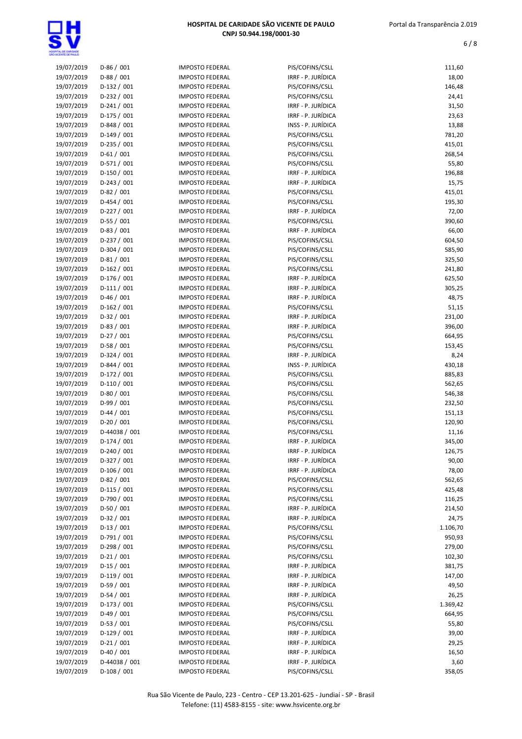| | | | | |
|---|---|---|---|---|
| 19/07/2019 | D-86 / 001 | IMPOSTO FEDERAL | PIS/COFINS/CSLL | 111,60 |
| 19/07/2019 | D-88 / 001 | IMPOSTO FEDERAL | IRRF - P. JURÍDICA | 18,00 |
| 19/07/2019 | D-132 / 001 | IMPOSTO FEDERAL | PIS/COFINS/CSLL | 146,48 |
| 19/07/2019 | D-232 / 001 | IMPOSTO FEDERAL | PIS/COFINS/CSLL | 24,41 |
| 19/07/2019 | D-241 / 001 | IMPOSTO FEDERAL | IRRF - P. JURÍDICA | 31,50 |
| 19/07/2019 | D-175 / 001 | IMPOSTO FEDERAL | IRRF - P. JURÍDICA | 23,63 |
| 19/07/2019 | D-848 / 001 | IMPOSTO FEDERAL | INSS - P. JURÍDICA | 13,88 |
| 19/07/2019 | D-149 / 001 | IMPOSTO FEDERAL | PIS/COFINS/CSLL | 781,20 |
| 19/07/2019 | D-235 / 001 | IMPOSTO FEDERAL | PIS/COFINS/CSLL | 415,01 |
| 19/07/2019 | D-61 / 001 | IMPOSTO FEDERAL | PIS/COFINS/CSLL | 268,54 |
| 19/07/2019 | D-571 / 001 | IMPOSTO FEDERAL | PIS/COFINS/CSLL | 55,80 |
| 19/07/2019 | D-150 / 001 | IMPOSTO FEDERAL | IRRF - P. JURÍDICA | 196,88 |
| 19/07/2019 | D-243 / 001 | IMPOSTO FEDERAL | IRRF - P. JURÍDICA | 15,75 |
| 19/07/2019 | D-82 / 001 | IMPOSTO FEDERAL | PIS/COFINS/CSLL | 415,01 |
| 19/07/2019 | D-454 / 001 | IMPOSTO FEDERAL | PIS/COFINS/CSLL | 195,30 |
| 19/07/2019 | D-227 / 001 | IMPOSTO FEDERAL | IRRF - P. JURÍDICA | 72,00 |
| 19/07/2019 | D-55 / 001 | IMPOSTO FEDERAL | PIS/COFINS/CSLL | 390,60 |
| 19/07/2019 | D-83 / 001 | IMPOSTO FEDERAL | IRRF - P. JURÍDICA | 66,00 |
| 19/07/2019 | D-237 / 001 | IMPOSTO FEDERAL | PIS/COFINS/CSLL | 604,50 |
| 19/07/2019 | D-304 / 001 | IMPOSTO FEDERAL | PIS/COFINS/CSLL | 585,90 |
| 19/07/2019 | D-81 / 001 | IMPOSTO FEDERAL | PIS/COFINS/CSLL | 325,50 |
| 19/07/2019 | D-162 / 001 | IMPOSTO FEDERAL | PIS/COFINS/CSLL | 241,80 |
| 19/07/2019 | D-176 / 001 | IMPOSTO FEDERAL | IRRF - P. JURÍDICA | 625,50 |
| 19/07/2019 | D-111 / 001 | IMPOSTO FEDERAL | IRRF - P. JURÍDICA | 305,25 |
| 19/07/2019 | D-46 / 001 | IMPOSTO FEDERAL | IRRF - P. JURÍDICA | 48,75 |
| 19/07/2019 | D-162 / 001 | IMPOSTO FEDERAL | PIS/COFINS/CSLL | 51,15 |
| 19/07/2019 | D-32 / 001 | IMPOSTO FEDERAL | IRRF - P. JURÍDICA | 231,00 |
| 19/07/2019 | D-83 / 001 | IMPOSTO FEDERAL | IRRF - P. JURÍDICA | 396,00 |
| 19/07/2019 | D-27 / 001 | IMPOSTO FEDERAL | PIS/COFINS/CSLL | 664,95 |
| 19/07/2019 | D-58 / 001 | IMPOSTO FEDERAL | PIS/COFINS/CSLL | 153,45 |
| 19/07/2019 | D-324 / 001 | IMPOSTO FEDERAL | IRRF - P. JURÍDICA | 8,24 |
| 19/07/2019 | D-844 / 001 | IMPOSTO FEDERAL | INSS - P. JURÍDICA | 430,18 |
| 19/07/2019 | D-172 / 001 | IMPOSTO FEDERAL | PIS/COFINS/CSLL | 885,83 |
| 19/07/2019 | D-110 / 001 | IMPOSTO FEDERAL | PIS/COFINS/CSLL | 562,65 |
| 19/07/2019 | D-80 / 001 | IMPOSTO FEDERAL | PIS/COFINS/CSLL | 546,38 |
| 19/07/2019 | D-99 / 001 | IMPOSTO FEDERAL | PIS/COFINS/CSLL | 232,50 |
| 19/07/2019 | D-44 / 001 | IMPOSTO FEDERAL | PIS/COFINS/CSLL | 151,13 |
| 19/07/2019 | D-20 / 001 | IMPOSTO FEDERAL | PIS/COFINS/CSLL | 120,90 |
| 19/07/2019 | D-44038 / 001 | IMPOSTO FEDERAL | PIS/COFINS/CSLL | 11,16 |
| 19/07/2019 | D-174 / 001 | IMPOSTO FEDERAL | IRRF - P. JURÍDICA | 345,00 |
| 19/07/2019 | D-240 / 001 | IMPOSTO FEDERAL | IRRF - P. JURÍDICA | 126,75 |
| 19/07/2019 | D-327 / 001 | IMPOSTO FEDERAL | IRRF - P. JURÍDICA | 90,00 |
| 19/07/2019 | D-106 / 001 | IMPOSTO FEDERAL | IRRF - P. JURÍDICA | 78,00 |
| 19/07/2019 | D-82 / 001 | IMPOSTO FEDERAL | PIS/COFINS/CSLL | 562,65 |
| 19/07/2019 | D-115 / 001 | IMPOSTO FEDERAL | PIS/COFINS/CSLL | 425,48 |
| 19/07/2019 | D-790 / 001 | IMPOSTO FEDERAL | PIS/COFINS/CSLL | 116,25 |
| 19/07/2019 | D-50 / 001 | IMPOSTO FEDERAL | IRRF - P. JURÍDICA | 214,50 |
| 19/07/2019 | D-32 / 001 | IMPOSTO FEDERAL | IRRF - P. JURÍDICA | 24,75 |
| 19/07/2019 | D-13 / 001 | IMPOSTO FEDERAL | PIS/COFINS/CSLL | 1.106,70 |
| 19/07/2019 | D-791 / 001 | IMPOSTO FEDERAL | PIS/COFINS/CSLL | 950,93 |
| 19/07/2019 | D-298 / 001 | IMPOSTO FEDERAL | PIS/COFINS/CSLL | 279,00 |
| 19/07/2019 | D-21 / 001 | IMPOSTO FEDERAL | PIS/COFINS/CSLL | 102,30 |
| 19/07/2019 | D-15 / 001 | IMPOSTO FEDERAL | IRRF - P. JURÍDICA | 381,75 |
| 19/07/2019 | D-119 / 001 | IMPOSTO FEDERAL | IRRF - P. JURÍDICA | 147,00 |
| 19/07/2019 | D-59 / 001 | IMPOSTO FEDERAL | IRRF - P. JURÍDICA | 49,50 |
| 19/07/2019 | D-54 / 001 | IMPOSTO FEDERAL | IRRF - P. JURÍDICA | 26,25 |
| 19/07/2019 | D-173 / 001 | IMPOSTO FEDERAL | PIS/COFINS/CSLL | 1.369,42 |
| 19/07/2019 | D-49 / 001 | IMPOSTO FEDERAL | PIS/COFINS/CSLL | 664,95 |
| 19/07/2019 | D-53 / 001 | IMPOSTO FEDERAL | PIS/COFINS/CSLL | 55,80 |
| 19/07/2019 | D-129 / 001 | IMPOSTO FEDERAL | IRRF - P. JURÍDICA | 39,00 |
| 19/07/2019 | D-21 / 001 | IMPOSTO FEDERAL | IRRF - P. JURÍDICA | 29,25 |
| 19/07/2019 | D-40 / 001 | IMPOSTO FEDERAL | IRRF - P. JURÍDICA | 16,50 |
| 19/07/2019 | D-44038 / 001 | IMPOSTO FEDERAL | IRRF - P. JURÍDICA | 3,60 |
| 19/07/2019 | D-108 / 001 | IMPOSTO FEDERAL | PIS/COFINS/CSLL | 358,05 |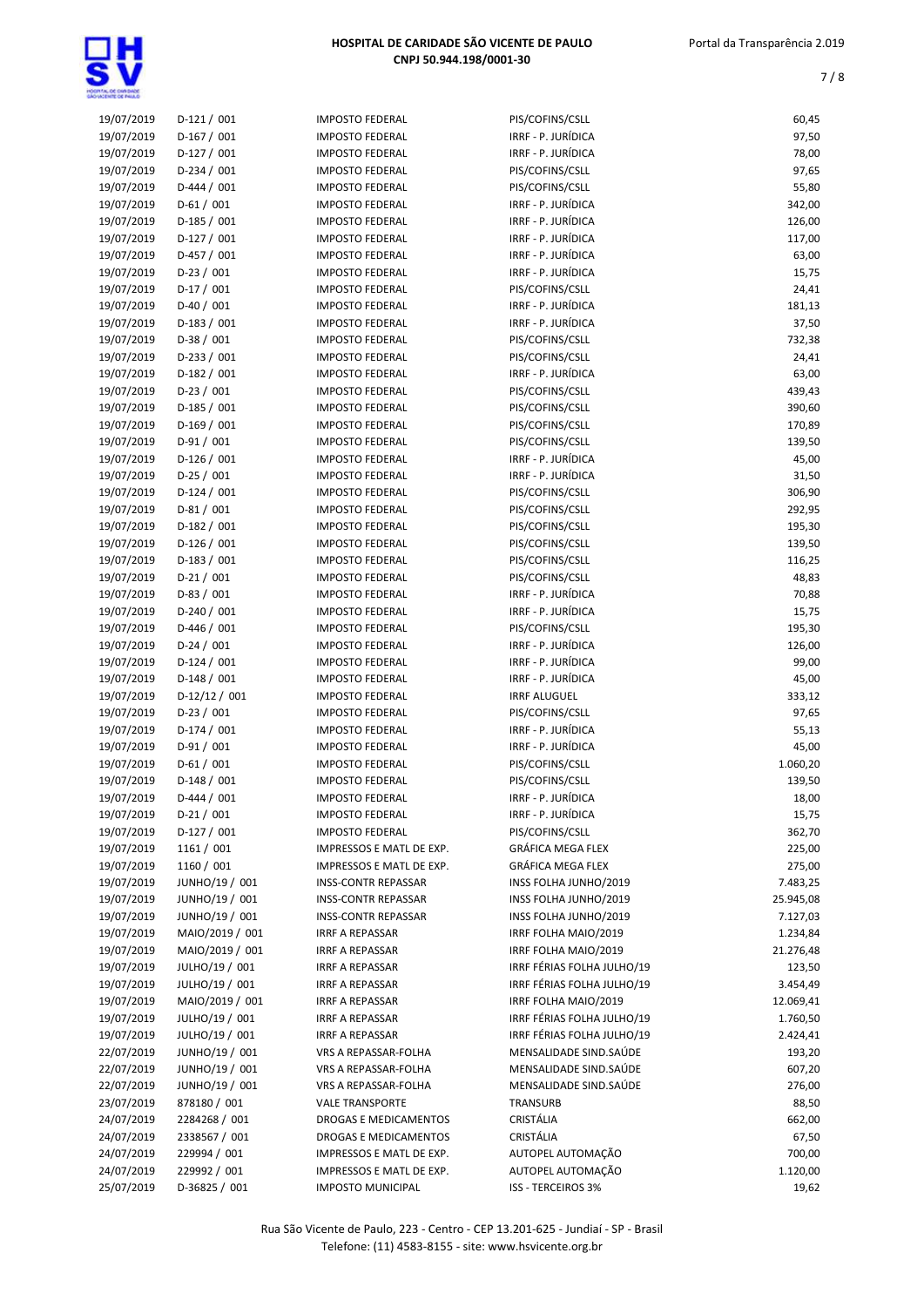| | | | | |
|---|---|---|---|---|
| 19/07/2019 | D-121 / 001 | IMPOSTO FEDERAL | PIS/COFINS/CSLL | 60,45 |
| 19/07/2019 | D-167 / 001 | IMPOSTO FEDERAL | IRRF - P. JURÍDICA | 97,50 |
| 19/07/2019 | D-127 / 001 | IMPOSTO FEDERAL | IRRF - P. JURÍDICA | 78,00 |
| 19/07/2019 | D-234 / 001 | IMPOSTO FEDERAL | PIS/COFINS/CSLL | 97,65 |
| 19/07/2019 | D-444 / 001 | IMPOSTO FEDERAL | PIS/COFINS/CSLL | 55,80 |
| 19/07/2019 | D-61 / 001 | IMPOSTO FEDERAL | IRRF - P. JURÍDICA | 342,00 |
| 19/07/2019 | D-185 / 001 | IMPOSTO FEDERAL | IRRF - P. JURÍDICA | 126,00 |
| 19/07/2019 | D-127 / 001 | IMPOSTO FEDERAL | IRRF - P. JURÍDICA | 117,00 |
| 19/07/2019 | D-457 / 001 | IMPOSTO FEDERAL | IRRF - P. JURÍDICA | 63,00 |
| 19/07/2019 | D-23 / 001 | IMPOSTO FEDERAL | IRRF - P. JURÍDICA | 15,75 |
| 19/07/2019 | D-17 / 001 | IMPOSTO FEDERAL | PIS/COFINS/CSLL | 24,41 |
| 19/07/2019 | D-40 / 001 | IMPOSTO FEDERAL | IRRF - P. JURÍDICA | 181,13 |
| 19/07/2019 | D-183 / 001 | IMPOSTO FEDERAL | IRRF - P. JURÍDICA | 37,50 |
| 19/07/2019 | D-38 / 001 | IMPOSTO FEDERAL | PIS/COFINS/CSLL | 732,38 |
| 19/07/2019 | D-233 / 001 | IMPOSTO FEDERAL | PIS/COFINS/CSLL | 24,41 |
| 19/07/2019 | D-182 / 001 | IMPOSTO FEDERAL | IRRF - P. JURÍDICA | 63,00 |
| 19/07/2019 | D-23 / 001 | IMPOSTO FEDERAL | PIS/COFINS/CSLL | 439,43 |
| 19/07/2019 | D-185 / 001 | IMPOSTO FEDERAL | PIS/COFINS/CSLL | 390,60 |
| 19/07/2019 | D-169 / 001 | IMPOSTO FEDERAL | PIS/COFINS/CSLL | 170,89 |
| 19/07/2019 | D-91 / 001 | IMPOSTO FEDERAL | PIS/COFINS/CSLL | 139,50 |
| 19/07/2019 | D-126 / 001 | IMPOSTO FEDERAL | IRRF - P. JURÍDICA | 45,00 |
| 19/07/2019 | D-25 / 001 | IMPOSTO FEDERAL | IRRF - P. JURÍDICA | 31,50 |
| 19/07/2019 | D-124 / 001 | IMPOSTO FEDERAL | PIS/COFINS/CSLL | 306,90 |
| 19/07/2019 | D-81 / 001 | IMPOSTO FEDERAL | PIS/COFINS/CSLL | 292,95 |
| 19/07/2019 | D-182 / 001 | IMPOSTO FEDERAL | PIS/COFINS/CSLL | 195,30 |
| 19/07/2019 | D-126 / 001 | IMPOSTO FEDERAL | PIS/COFINS/CSLL | 139,50 |
| 19/07/2019 | D-183 / 001 | IMPOSTO FEDERAL | PIS/COFINS/CSLL | 116,25 |
| 19/07/2019 | D-21 / 001 | IMPOSTO FEDERAL | PIS/COFINS/CSLL | 48,83 |
| 19/07/2019 | D-83 / 001 | IMPOSTO FEDERAL | IRRF - P. JURÍDICA | 70,88 |
| 19/07/2019 | D-240 / 001 | IMPOSTO FEDERAL | IRRF - P. JURÍDICA | 15,75 |
| 19/07/2019 | D-446 / 001 | IMPOSTO FEDERAL | PIS/COFINS/CSLL | 195,30 |
| 19/07/2019 | D-24 / 001 | IMPOSTO FEDERAL | IRRF - P. JURÍDICA | 126,00 |
| 19/07/2019 | D-124 / 001 | IMPOSTO FEDERAL | IRRF - P. JURÍDICA | 99,00 |
| 19/07/2019 | D-148 / 001 | IMPOSTO FEDERAL | IRRF - P. JURÍDICA | 45,00 |
| 19/07/2019 | D-12/12 / 001 | IMPOSTO FEDERAL | IRRF ALUGUEL | 333,12 |
| 19/07/2019 | D-23 / 001 | IMPOSTO FEDERAL | PIS/COFINS/CSLL | 97,65 |
| 19/07/2019 | D-174 / 001 | IMPOSTO FEDERAL | IRRF - P. JURÍDICA | 55,13 |
| 19/07/2019 | D-91 / 001 | IMPOSTO FEDERAL | IRRF - P. JURÍDICA | 45,00 |
| 19/07/2019 | D-61 / 001 | IMPOSTO FEDERAL | PIS/COFINS/CSLL | 1.060,20 |
| 19/07/2019 | D-148 / 001 | IMPOSTO FEDERAL | PIS/COFINS/CSLL | 139,50 |
| 19/07/2019 | D-444 / 001 | IMPOSTO FEDERAL | IRRF - P. JURÍDICA | 18,00 |
| 19/07/2019 | D-21 / 001 | IMPOSTO FEDERAL | IRRF - P. JURÍDICA | 15,75 |
| 19/07/2019 | D-127 / 001 | IMPOSTO FEDERAL | PIS/COFINS/CSLL | 362,70 |
| 19/07/2019 | 1161 / 001 | IMPRESSOS E MATL DE EXP. | GRÁFICA MEGA FLEX | 225,00 |
| 19/07/2019 | 1160 / 001 | IMPRESSOS E MATL DE EXP. | GRÁFICA MEGA FLEX | 275,00 |
| 19/07/2019 | JUNHO/19 / 001 | INSS-CONTR REPASSAR | INSS FOLHA JUNHO/2019 | 7.483,25 |
| 19/07/2019 | JUNHO/19 / 001 | INSS-CONTR REPASSAR | INSS FOLHA JUNHO/2019 | 25.945,08 |
| 19/07/2019 | JUNHO/19 / 001 | INSS-CONTR REPASSAR | INSS FOLHA JUNHO/2019 | 7.127,03 |
| 19/07/2019 | MAIO/2019 / 001 | IRRF A REPASSAR | IRRF FOLHA MAIO/2019 | 1.234,84 |
| 19/07/2019 | MAIO/2019 / 001 | IRRF A REPASSAR | IRRF FOLHA MAIO/2019 | 21.276,48 |
| 19/07/2019 | JULHO/19 / 001 | IRRF A REPASSAR | IRRF FÉRIAS FOLHA JULHO/19 | 123,50 |
| 19/07/2019 | JULHO/19 / 001 | IRRF A REPASSAR | IRRF FÉRIAS FOLHA JULHO/19 | 3.454,49 |
| 19/07/2019 | MAIO/2019 / 001 | IRRF A REPASSAR | IRRF FOLHA MAIO/2019 | 12.069,41 |
| 19/07/2019 | JULHO/19 / 001 | IRRF A REPASSAR | IRRF FÉRIAS FOLHA JULHO/19 | 1.760,50 |
| 19/07/2019 | JULHO/19 / 001 | IRRF A REPASSAR | IRRF FÉRIAS FOLHA JULHO/19 | 2.424,41 |
| 22/07/2019 | JUNHO/19 / 001 | VRS A REPASSAR-FOLHA | MENSALIDADE SIND.SAÚDE | 193,20 |
| 22/07/2019 | JUNHO/19 / 001 | VRS A REPASSAR-FOLHA | MENSALIDADE SIND.SAÚDE | 607,20 |
| 22/07/2019 | JUNHO/19 / 001 | VRS A REPASSAR-FOLHA | MENSALIDADE SIND.SAÚDE | 276,00 |
| 23/07/2019 | 878180 / 001 | VALE TRANSPORTE | TRANSURB | 88,50 |
| 24/07/2019 | 2284268 / 001 | DROGAS E MEDICAMENTOS | CRISTÁLIA | 662,00 |
| 24/07/2019 | 2338567 / 001 | DROGAS E MEDICAMENTOS | CRISTÁLIA | 67,50 |
| 24/07/2019 | 229994 / 001 | IMPRESSOS E MATL DE EXP. | AUTOPEL AUTOMAÇÃO | 700,00 |
| 24/07/2019 | 229992 / 001 | IMPRESSOS E MATL DE EXP. | AUTOPEL AUTOMAÇÃO | 1.120,00 |
| 25/07/2019 | D-36825 / 001 | IMPOSTO MUNICIPAL | ISS - TERCEIROS 3% | 19,62 |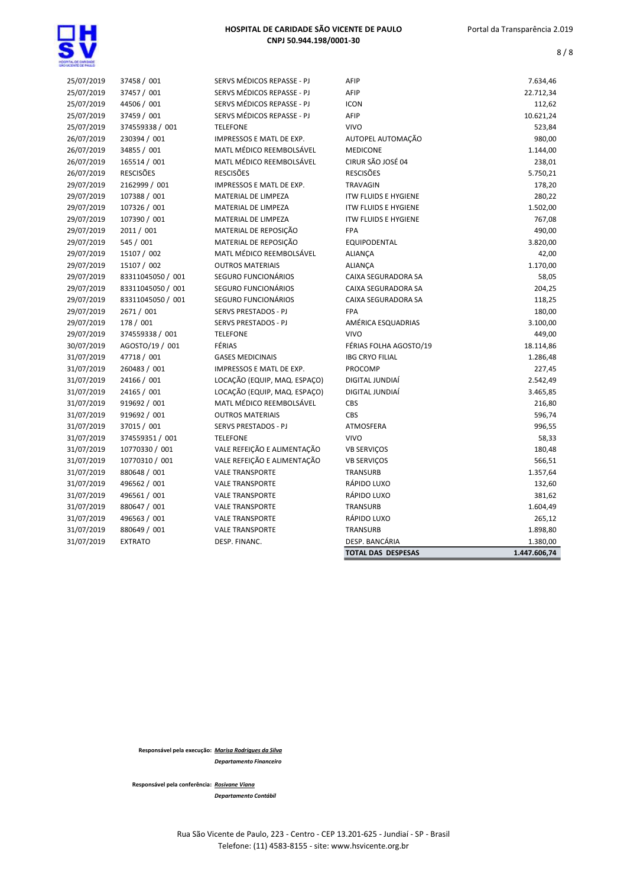| | | | | |
|---|---|---|---|---|
| 25/07/2019 | 37458 / 001 | SERVS MÉDICOS REPASSE - PJ | AFIP | 7.634,46 |
| 25/07/2019 | 37457 / 001 | SERVS MÉDICOS REPASSE - PJ | AFIP | 22.712,34 |
| 25/07/2019 | 44506 / 001 | SERVS MÉDICOS REPASSE - PJ | ICON | 112,62 |
| 25/07/2019 | 37459 / 001 | SERVS MÉDICOS REPASSE - PJ | AFIP | 10.621,24 |
| 25/07/2019 | 374559338 / 001 | TELEFONE | VIVO | 523,84 |
| 26/07/2019 | 230394 / 001 | IMPRESSOS E MATL DE EXP. | AUTOPEL AUTOMAÇÃO | 980,00 |
| 26/07/2019 | 34855 / 001 | MATL MÉDICO REEMBOLSÁVEL | MEDICONE | 1.144,00 |
| 26/07/2019 | 165514 / 001 | MATL MÉDICO REEMBOLSÁVEL | CIRUR SÃO JOSÉ 04 | 238,01 |
| 26/07/2019 | RESCISÕES | RESCISÕES | RESCISÕES | 5.750,21 |
| 29/07/2019 | 2162999 / 001 | IMPRESSOS E MATL DE EXP. | TRAVAGIN | 178,20 |
| 29/07/2019 | 107388 / 001 | MATERIAL DE LIMPEZA | ITW FLUIDS E HYGIENE | 280,22 |
| 29/07/2019 | 107326 / 001 | MATERIAL DE LIMPEZA | ITW FLUIDS E HYGIENE | 1.502,00 |
| 29/07/2019 | 107390 / 001 | MATERIAL DE LIMPEZA | ITW FLUIDS E HYGIENE | 767,08 |
| 29/07/2019 | 2011 / 001 | MATERIAL DE REPOSIÇÃO | FPA | 490,00 |
| 29/07/2019 | 545 / 001 | MATERIAL DE REPOSIÇÃO | EQUIPODENTAL | 3.820,00 |
| 29/07/2019 | 15107 / 002 | MATL MÉDICO REEMBOLSÁVEL | ALIANÇA | 42,00 |
| 29/07/2019 | 15107 / 002 | OUTROS MATERIAIS | ALIANÇA | 1.170,00 |
| 29/07/2019 | 83311045050 / 001 | SEGURO FUNCIONÁRIOS | CAIXA SEGURADORA SA | 58,05 |
| 29/07/2019 | 83311045050 / 001 | SEGURO FUNCIONÁRIOS | CAIXA SEGURADORA SA | 204,25 |
| 29/07/2019 | 83311045050 / 001 | SEGURO FUNCIONÁRIOS | CAIXA SEGURADORA SA | 118,25 |
| 29/07/2019 | 2671 / 001 | SERVS PRESTADOS - PJ | FPA | 180,00 |
| 29/07/2019 | 178 / 001 | SERVS PRESTADOS - PJ | AMÉRICA ESQUADRIAS | 3.100,00 |
| 29/07/2019 | 374559338 / 001 | TELEFONE | VIVO | 449,00 |
| 30/07/2019 | AGOSTO/19 / 001 | FÉRIAS | FÉRIAS FOLHA AGOSTO/19 | 18.114,86 |
| 31/07/2019 | 47718 / 001 | GASES MEDICINAIS | IBG CRYO FILIAL | 1.286,48 |
| 31/07/2019 | 260483 / 001 | IMPRESSOS E MATL DE EXP. | PROCOMP | 227,45 |
| 31/07/2019 | 24166 / 001 | LOCAÇÃO (EQUIP, MAQ. ESPAÇO) | DIGITAL JUNDIAÍ | 2.542,49 |
| 31/07/2019 | 24165 / 001 | LOCAÇÃO (EQUIP, MAQ. ESPAÇO) | DIGITAL JUNDIAÍ | 3.465,85 |
| 31/07/2019 | 919692 / 001 | MATL MÉDICO REEMBOLSÁVEL | CBS | 216,80 |
| 31/07/2019 | 919692 / 001 | OUTROS MATERIAIS | CBS | 596,74 |
| 31/07/2019 | 37015 / 001 | SERVS PRESTADOS - PJ | ATMOSFERA | 996,55 |
| 31/07/2019 | 374559351 / 001 | TELEFONE | VIVO | 58,33 |
| 31/07/2019 | 10770330 / 001 | VALE REFEIÇÃO E ALIMENTAÇÃO | VB SERVIÇOS | 180,48 |
| 31/07/2019 | 10770310 / 001 | VALE REFEIÇÃO E ALIMENTAÇÃO | VB SERVIÇOS | 566,51 |
| 31/07/2019 | 880648 / 001 | VALE TRANSPORTE | TRANSURB | 1.357,64 |
| 31/07/2019 | 496562 / 001 | VALE TRANSPORTE | RÁPIDO LUXO | 132,60 |
| 31/07/2019 | 496561 / 001 | VALE TRANSPORTE | RÁPIDO LUXO | 381,62 |
| 31/07/2019 | 880647 / 001 | VALE TRANSPORTE | TRANSURB | 1.604,49 |
| 31/07/2019 | 496563 / 001 | VALE TRANSPORTE | RÁPIDO LUXO | 265,12 |
| 31/07/2019 | 880649 / 001 | VALE TRANSPORTE | TRANSURB | 1.898,80 |
| 31/07/2019 | EXTRATO | DESP. FINANC. | DESP. BANCÁRIA | 1.380,00 |
| | | | **TOTAL DAS DESPESAS** | **1.447.606,74** |

**Responsável pela execução:** ***Marisa Rodrigues da Silva***
***Departamento Financeiro***

**Responsável pela conferência:** ***Rosivane Viana***
***Departamento Contábil***

Rua São Vicente de Paulo, 223 - Centro - CEP 13.201-625 - Jundiaí - SP - Brasil
Telefone: (11) 4583-8155 - site: www.hsvicente.org.br